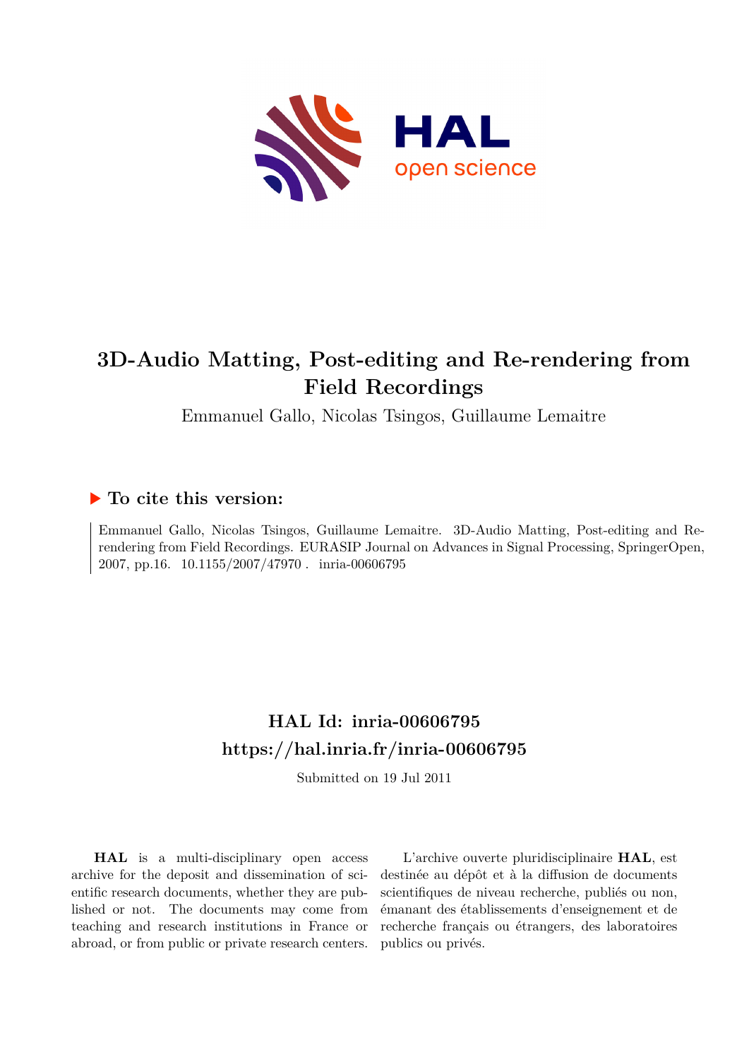# 3D-Audio Matting, Post-editing and Re-rendering from Field Recordings

Emmanuel Gallo, Nicolas Tsingos, Guillaume Lemaitre

## ▶ To cite this version:

Emmanuel Gallo, Nicolas Tsingos, Guillaume Lemaitre. 3D-Audio Matting, Post-editing and Re-rendering from Field Recordings. EURASIP Journal on Advances in Signal Processing, SpringerOpen, 2007, pp.16. 10.1155/2007/47970 . inria-00606795

## HAL Id: inria-00606795

## https://hal.inria.fr/inria-00606795

Submitted on 19 Jul 2011

**HAL** is a multi-disciplinary open access archive for the deposit and dissemination of scientific research documents, whether they are published or not. The documents may come from teaching and research institutions in France or abroad, or from public or private research centers.

L'archive ouverte pluridisciplinaire **HAL**, est destinée au dépôt et à la diffusion de documents scientifiques de niveau recherche, publiés ou non, émanant des établissements d'enseignement et de recherche français ou étrangers, des laboratoires publics ou privés.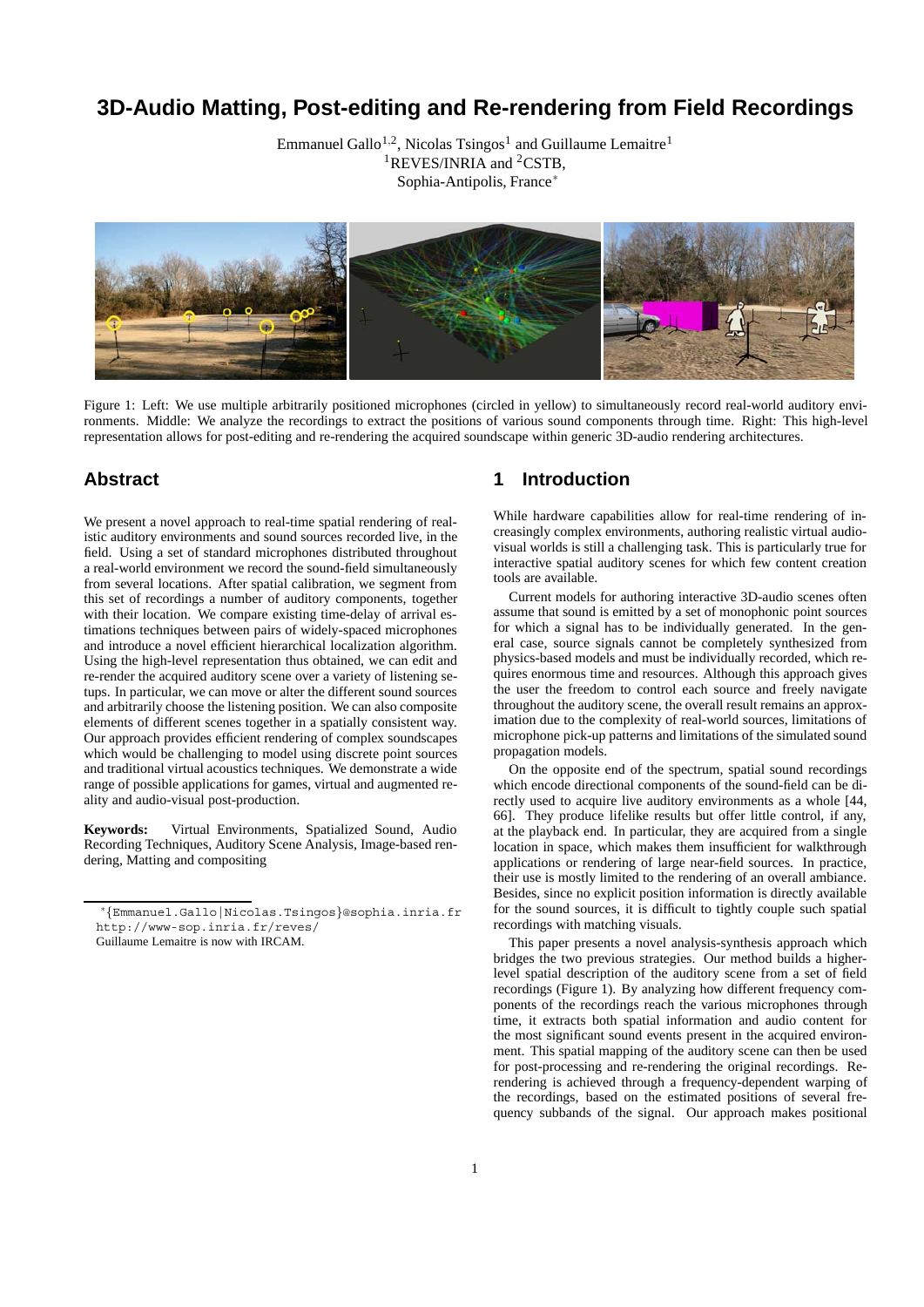# 3D-Audio Matting, Post-editing and Re-rendering from Field Recordings

Emmanuel Gallo[1,2], Nicolas Tsingos[1] and Guillaume Lemaitre[1]
[1]REVES/INRIA and [2]CSTB,
Sophia-Antipolis, France*

Figure 1: Left: We use multiple arbitrarily positioned microphones (circled in yellow) to simultaneously record real-world auditory environments. Middle: We analyze the recordings to extract the positions of various sound components through time. Right: This high-level representation allows for post-editing and re-rendering the acquired soundscape within generic 3D-audio rendering architectures.

## Abstract

We present a novel approach to real-time spatial rendering of realistic auditory environments and sound sources recorded live, in the field. Using a set of standard microphones distributed throughout a real-world environment we record the sound-field simultaneously from several locations. After spatial calibration, we segment from this set of recordings a number of auditory components, together with their location. We compare existing time-delay of arrival estimations techniques between pairs of widely-spaced microphones and introduce a novel efficient hierarchical localization algorithm. Using the high-level representation thus obtained, we can edit and re-render the acquired auditory scene over a variety of listening setups. In particular, we can move or alter the different sound sources and arbitrarily choose the listening position. We can also composite elements of different scenes together in a spatially consistent way. Our approach provides efficient rendering of complex soundscapes which would be challenging to model using discrete point sources and traditional virtual acoustics techniques. We demonstrate a wide range of possible applications for games, virtual and augmented reality and audio-visual post-production.

**Keywords:** Virtual Environments, Spatialized Sound, Audio Recording Techniques, Auditory Scene Analysis, Image-based rendering, Matting and compositing

*{Emmanuel.Gallo|Nicolas.Tsingos}@sophia.inria.fr
http://www-sop.inria.fr/reves/
Guillaume Lemaitre is now with IRCAM.

## 1 Introduction

While hardware capabilities allow for real-time rendering of increasingly complex environments, authoring realistic virtual audio-visual worlds is still a challenging task. This is particularly true for interactive spatial auditory scenes for which few content creation tools are available.

Current models for authoring interactive 3D-audio scenes often assume that sound is emitted by a set of monophonic point sources for which a signal has to be individually generated. In the general case, source signals cannot be completely synthesized from physics-based models and must be individually recorded, which requires enormous time and resources. Although this approach gives the user the freedom to control each source and freely navigate throughout the auditory scene, the overall result remains an approximation due to the complexity of real-world sources, limitations of microphone pick-up patterns and limitations of the simulated sound propagation models.

On the opposite end of the spectrum, spatial sound recordings which encode directional components of the sound-field can be directly used to acquire live auditory environments as a whole [44, 66]. They produce lifelike results but offer little control, if any, at the playback end. In particular, they are acquired from a single location in space, which makes them insufficient for walkthrough applications or rendering of large near-field sources. In practice, their use is mostly limited to the rendering of an overall ambiance. Besides, since no explicit position information is directly available for the sound sources, it is difficult to tightly couple such spatial recordings with matching visuals.

This paper presents a novel analysis-synthesis approach which bridges the two previous strategies. Our method builds a higher-level spatial description of the auditory scene from a set of field recordings (Figure 1). By analyzing how different frequency components of the recordings reach the various microphones through time, it extracts both spatial information and audio content for the most significant sound events present in the acquired environment. This spatial mapping of the auditory scene can then be used for post-processing and re-rendering the original recordings. Re-rendering is achieved through a frequency-dependent warping of the recordings, based on the estimated positions of several frequency subbands of the signal. Our approach makes positional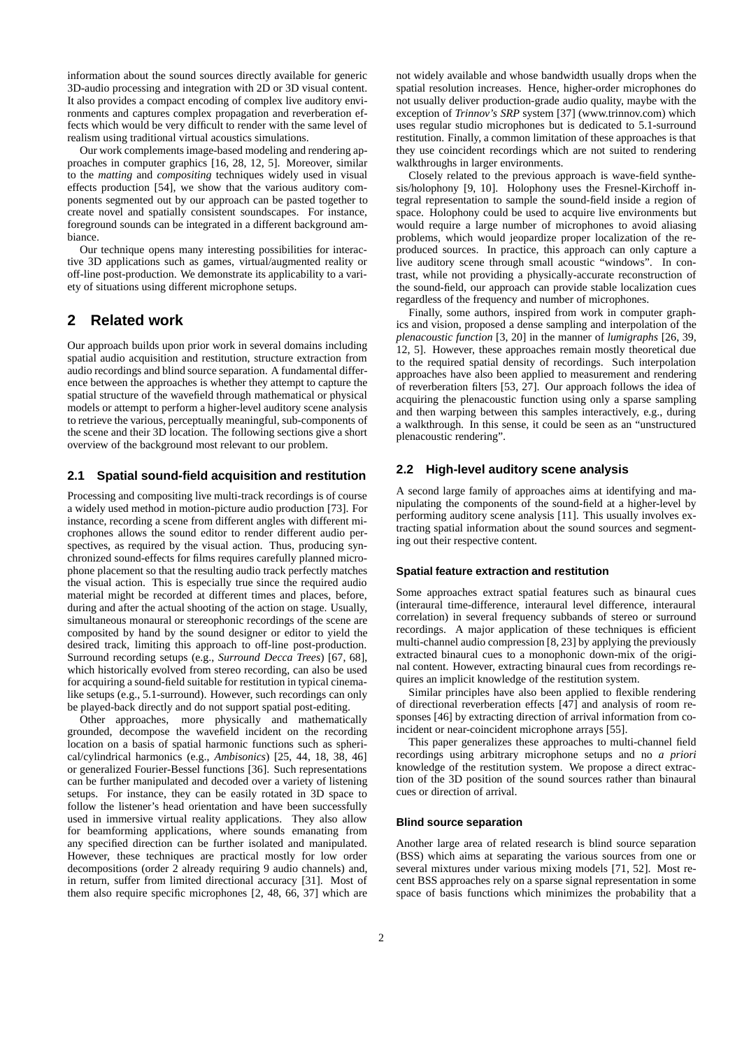information about the sound sources directly available for generic 3D-audio processing and integration with 2D or 3D visual content. It also provides a compact encoding of complex live auditory environments and captures complex propagation and reverberation effects which would be very difficult to render with the same level of realism using traditional virtual acoustics simulations.

Our work complements image-based modeling and rendering approaches in computer graphics [16, 28, 12, 5]. Moreover, similar to the *matting* and *compositing* techniques widely used in visual effects production [54], we show that the various auditory components segmented out by our approach can be pasted together to create novel and spatially consistent soundscapes. For instance, foreground sounds can be integrated in a different background ambiance.

Our technique opens many interesting possibilities for interactive 3D applications such as games, virtual/augmented reality or off-line post-production. We demonstrate its applicability to a variety of situations using different microphone setups.

## 2 Related work

Our approach builds upon prior work in several domains including spatial audio acquisition and restitution, structure extraction from audio recordings and blind source separation. A fundamental difference between the approaches is whether they attempt to capture the spatial structure of the wavefield through mathematical or physical models or attempt to perform a higher-level auditory scene analysis to retrieve the various, perceptually meaningful, sub-components of the scene and their 3D location. The following sections give a short overview of the background most relevant to our problem.

### 2.1 Spatial sound-field acquisition and restitution

Processing and compositing live multi-track recordings is of course a widely used method in motion-picture audio production [73]. For instance, recording a scene from different angles with different microphones allows the sound editor to render different audio perspectives, as required by the visual action. Thus, producing synchronized sound-effects for films requires carefully planned microphone placement so that the resulting audio track perfectly matches the visual action. This is especially true since the required audio material might be recorded at different times and places, before, during and after the actual shooting of the action on stage. Usually, simultaneous monaural or stereophonic recordings of the scene are composited by hand by the sound designer or editor to yield the desired track, limiting this approach to off-line post-production. Surround recording setups (e.g., *Surround Decca Trees*) [67, 68], which historically evolved from stereo recording, can also be used for acquiring a sound-field suitable for restitution in typical cinema-like setups (e.g., 5.1-surround). However, such recordings can only be played-back directly and do not support spatial post-editing.

Other approaches, more physically and mathematically grounded, decompose the wavefield incident on the recording location on a basis of spatial harmonic functions such as spherical/cylindrical harmonics (e.g., *Ambisonics*) [25, 44, 18, 38, 46] or generalized Fourier-Bessel functions [36]. Such representations can be further manipulated and decoded over a variety of listening setups. For instance, they can be easily rotated in 3D space to follow the listener's head orientation and have been successfully used in immersive virtual reality applications. They also allow for beamforming applications, where sounds emanating from any specified direction can be further isolated and manipulated. However, these techniques are practical mostly for low order decompositions (order 2 already requiring 9 audio channels) and, in return, suffer from limited directional accuracy [31]. Most of them also require specific microphones [2, 48, 66, 37] which are not widely available and whose bandwidth usually drops when the spatial resolution increases. Hence, higher-order microphones do not usually deliver production-grade audio quality, maybe with the exception of *Trinnov's SRP* system [37] (www.trinnov.com) which uses regular studio microphones but is dedicated to 5.1-surround restitution. Finally, a common limitation of these approaches is that they use coincident recordings which are not suited to rendering walkthroughs in larger environments.

Closely related to the previous approach is wave-field synthesis/holophony [9, 10]. Holophony uses the Fresnel-Kirchoff integral representation to sample the sound-field inside a region of space. Holophony could be used to acquire live environments but would require a large number of microphones to avoid aliasing problems, which would jeopardize proper localization of the reproduced sources. In practice, this approach can only capture a live auditory scene through small acoustic "windows". In contrast, while not providing a physically-accurate reconstruction of the sound-field, our approach can provide stable localization cues regardless of the frequency and number of microphones.

Finally, some authors, inspired from work in computer graphics and vision, proposed a dense sampling and interpolation of the *plenacoustic function* [3, 20] in the manner of *lumigraphs* [26, 39, 12, 5]. However, these approaches remain mostly theoretical due to the required spatial density of recordings. Such interpolation approaches have also been applied to measurement and rendering of reverberation filters [53, 27]. Our approach follows the idea of acquiring the plenacoustic function using only a sparse sampling and then warping between this samples interactively, e.g., during a walkthrough. In this sense, it could be seen as an "unstructured plenacoustic rendering".

### 2.2 High-level auditory scene analysis

A second large family of approaches aims at identifying and manipulating the components of the sound-field at a higher-level by performing auditory scene analysis [11]. This usually involves extracting spatial information about the sound sources and segmenting out their respective content.

#### Spatial feature extraction and restitution

Some approaches extract spatial features such as binaural cues (interaural time-difference, interaural level difference, interaural correlation) in several frequency subbands of stereo or surround recordings. A major application of these techniques is efficient multi-channel audio compression [8, 23] by applying the previously extracted binaural cues to a monophonic down-mix of the original content. However, extracting binaural cues from recordings requires an implicit knowledge of the restitution system.

Similar principles have also been applied to flexible rendering of directional reverberation effects [47] and analysis of room responses [46] by extracting direction of arrival information from coincident or near-coincident microphone arrays [55].

This paper generalizes these approaches to multi-channel field recordings using arbitrary microphone setups and no *a priori* knowledge of the restitution system. We propose a direct extraction of the 3D position of the sound sources rather than binaural cues or direction of arrival.

#### Blind source separation

Another large area of related research is blind source separation (BSS) which aims at separating the various sources from one or several mixtures under various mixing models [71, 52]. Most recent BSS approaches rely on a sparse signal representation in some space of basis functions which minimizes the probability that a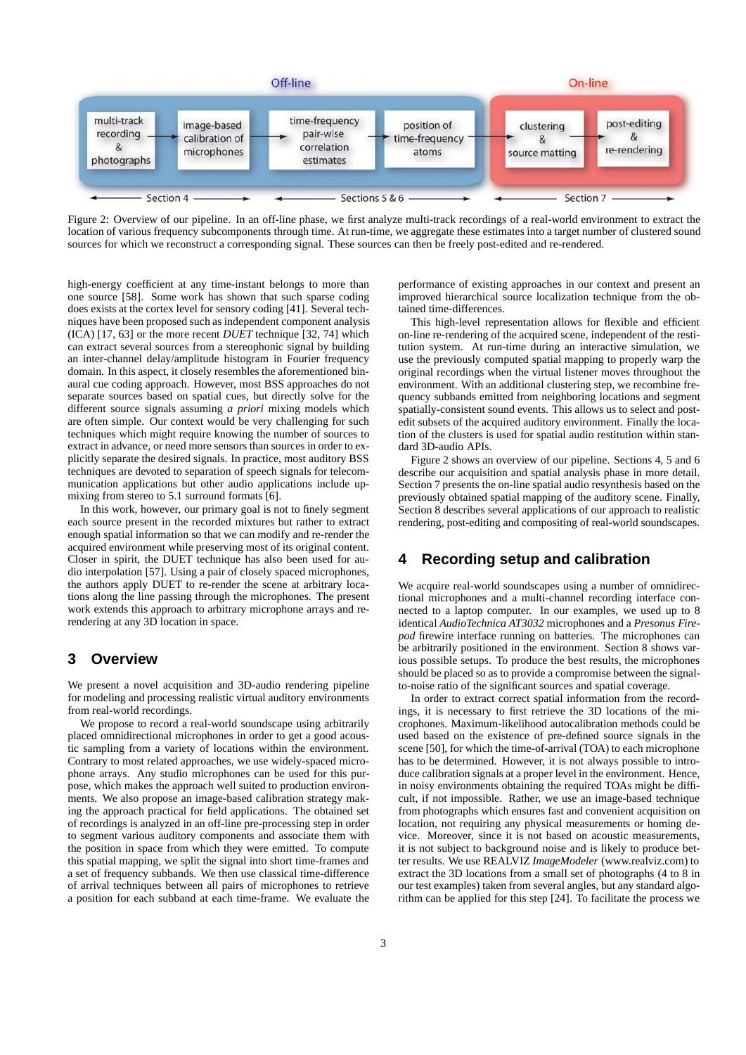Off-line | On-line

multi-track recording & photographs → image-based calibration of microphones → time-frequency pair-wise correlation estimates → position of time-frequency atoms → clustering & source matting → post-editing & re-rendering

Section 4 — Sections 5 & 6 — Section 7

Figure 2: Overview of our pipeline. In an off-line phase, we first analyze multi-track recordings of a real-world environment to extract the location of various frequency subcomponents through time. At run-time, we aggregate these estimates into a target number of clustered sound sources for which we reconstruct a corresponding signal. These sources can then be freely post-edited and re-rendered.

high-energy coefficient at any time-instant belongs to more than one source [58]. Some work has shown that such sparse coding does exists at the cortex level for sensory coding [41]. Several techniques have been proposed such as independent component analysis (ICA) [17, 63] or the more recent *DUET* technique [32, 74] which can extract several sources from a stereophonic signal by building an inter-channel delay/amplitude histogram in Fourier frequency domain. In this aspect, it closely resembles the aforementioned binaural cue coding approach. However, most BSS approaches do not separate sources based on spatial cues, but directly solve for the different source signals assuming *a priori* mixing models which are often simple. Our context would be very challenging for such techniques which might require knowing the number of sources to extract in advance, or need more sensors than sources in order to explicitly separate the desired signals. In practice, most auditory BSS techniques are devoted to separation of speech signals for telecommunication applications but other audio applications include up-mixing from stereo to 5.1 surround formats [6].

In this work, however, our primary goal is not to finely segment each source present in the recorded mixtures but rather to extract enough spatial information so that we can modify and re-render the acquired environment while preserving most of its original content. Closer in spirit, the DUET technique has also been used for audio interpolation [57]. Using a pair of closely spaced microphones, the authors apply DUET to re-render the scene at arbitrary locations along the line passing through the microphones. The present work extends this approach to arbitrary microphone arrays and re-rendering at any 3D location in space.

## 3 Overview

We present a novel acquisition and 3D-audio rendering pipeline for modeling and processing realistic virtual auditory environments from real-world recordings.

We propose to record a real-world soundscape using arbitrarily placed omnidirectional microphones in order to get a good acoustic sampling from a variety of locations within the environment. Contrary to most related approaches, we use widely-spaced microphone arrays. Any studio microphones can be used for this purpose, which makes the approach well suited to production environments. We also propose an image-based calibration strategy making the approach practical for field applications. The obtained set of recordings is analyzed in an off-line pre-processing step in order to segment various auditory components and associate them with the position in space from which they were emitted. To compute this spatial mapping, we split the signal into short time-frames and a set of frequency subbands. We then use classical time-difference of arrival techniques between all pairs of microphones to retrieve a position for each subband at each time-frame. We evaluate the performance of existing approaches in our context and present an improved hierarchical source localization technique from the obtained time-differences.

This high-level representation allows for flexible and efficient on-line re-rendering of the acquired scene, independent of the restitution system. At run-time during an interactive simulation, we use the previously computed spatial mapping to properly warp the original recordings when the virtual listener moves throughout the environment. With an additional clustering step, we recombine frequency subbands emitted from neighboring locations and segment spatially-consistent sound events. This allows us to select and post-edit subsets of the acquired auditory environment. Finally the location of the clusters is used for spatial audio restitution within standard 3D-audio APIs.

Figure 2 shows an overview of our pipeline. Sections 4, 5 and 6 describe our acquisition and spatial analysis phase in more detail. Section 7 presents the on-line spatial audio resynthesis based on the previously obtained spatial mapping of the auditory scene. Finally, Section 8 describes several applications of our approach to realistic rendering, post-editing and compositing of real-world soundscapes.

## 4 Recording setup and calibration

We acquire real-world soundscapes using a number of omnidirectional microphones and a multi-channel recording interface connected to a laptop computer. In our examples, we used up to 8 identical *AudioTechnica AT3032* microphones and a *Presonus Firepod* firewire interface running on batteries. The microphones can be arbitrarily positioned in the environment. Section 8 shows various possible setups. To produce the best results, the microphones should be placed so as to provide a compromise between the signal-to-noise ratio of the significant sources and spatial coverage.

In order to extract correct spatial information from the recordings, it is necessary to first retrieve the 3D locations of the microphones. Maximum-likelihood autocalibration methods could be used based on the existence of pre-defined source signals in the scene [50], for which the time-of-arrival (TOA) to each microphone has to be determined. However, it is not always possible to introduce calibration signals at a proper level in the environment. Hence, in noisy environments obtaining the required TOAs might be difficult, if not impossible. Rather, we use an image-based technique from photographs which ensures fast and convenient acquisition on location, not requiring any physical measurements or homing device. Moreover, since it is not based on acoustic measurements, it is not subject to background noise and is likely to produce better results. We use REALVIZ *ImageModeler* (www.realviz.com) to extract the 3D locations from a small set of photographs (4 to 8 in our test examples) taken from several angles, but any standard algorithm can be applied for this step [24]. To facilitate the process we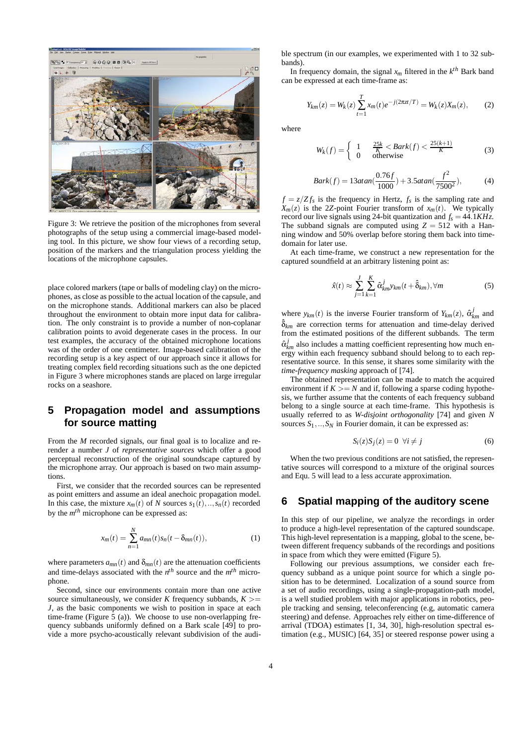Figure 3: We retrieve the position of the microphones from several photographs of the setup using a commercial image-based modeling tool. In this picture, we show four views of a recording setup, position of the markers and the triangulation process yielding the locations of the microphone capsules.

place colored markers (tape or balls of modeling clay) on the microphones, as close as possible to the actual location of the capsule, and on the microphone stands. Additional markers can also be placed throughout the environment to obtain more input data for calibration. The only constraint is to provide a number of non-coplanar calibration points to avoid degenerate cases in the process. In our test examples, the accuracy of the obtained microphone locations was of the order of one centimeter. Image-based calibration of the recording setup is a key aspect of our approach since it allows for treating complex field recording situations such as the one depicted in Figure 3 where microphones stands are placed on large irregular rocks on a seashore.

## 5 Propagation model and assumptions for source matting

From the $M$ recorded signals, our final goal is to localize and re-render a number $J$ of *representative sources* which offer a good perceptual reconstruction of the original soundscape captured by the microphone array. Our approach is based on two main assumptions.

First, we consider that the recorded sources can be represented as point emitters and assume an ideal anechoic propagation model. In this case, the mixture $x_m(t)$ of $N$ sources $s_1(t),..,s_n(t)$ recorded by the $m^{th}$ microphone can be expressed as:

$$x_m(t) = \sum_{n=1}^{N} a_{mn}(t) s_n(t - \delta_{mn}(t)), \tag{1}$$

where parameters $a_{mn}(t)$ and $\delta_{mn}(t)$ are the attenuation coefficients and time-delays associated with the $n^{th}$ source and the $m^{th}$ microphone.

Second, since our environments contain more than one active source simultaneously, we consider $K$ frequency subbands, $K >= J$, as the basic components we wish to position in space at each time-frame (Figure 5 (a)). We choose to use non-overlapping frequency subbands uniformly defined on a Bark scale [49] to provide a more psycho-acoustically relevant subdivision of the audible spectrum (in our examples, we experimented with 1 to 32 subbands).

In frequency domain, the signal $x_m$ filtered in the $k^{th}$ Bark band can be expressed at each time-frame as:

$$Y_{km}(z) = W_k(z) \sum_{t=1}^{T} x_m(t) e^{-j(2\pi z t/T)} = W_k(z) X_m(z), \tag{2}$$

where

$$W_k(f) = \begin{cases} 1 & \frac{25k}{K} < Bark(f) < \frac{25(k+1)}{K} \\ 0 & \text{otherwise} \end{cases} \tag{3}$$

$$Bark(f) = 13 atan(\frac{0.76f}{1000}) + 3.5 atan(\frac{f^2}{7500^2}), \tag{4}$$

$f = z/Z f_s$ is the frequency in Hertz, $f_s$ is the sampling rate and $X_m(z)$ is the 2Z-point Fourier transform of $x_m(t)$. We typically record our live signals using 24-bit quantization and $f_s = 44.1KHz$. The subband signals are computed using $Z = 512$ with a Hanning window and 50% overlap before storing them back into time-domain for later use.

At each time-frame, we construct a new representation for the captured soundfield at an arbitrary listening point as:

$$\hat{x}(t) \approx \sum_{j=1}^{J} \sum_{k=1}^{K} \hat{\alpha}^j_{km} y_{km}(t + \hat{\delta}_{km}), \forall m \tag{5}$$

where $y_{km}(t)$ is the inverse Fourier transform of $Y_{km}(z)$, $\hat{\alpha}^j_{km}$ and $\hat{\delta}_{km}$ are correction terms for attenuation and time-delay derived from the estimated positions of the different subbands. The term $\hat{\alpha}^j_{km}$ also includes a matting coefficient representing how much energy within each frequency subband should belong to each representative source. In this sense, it shares some similarity with the *time-frequency masking* approach of [74].

The obtained representation can be made to match the acquired environment if $K >= N$ and if, following a sparse coding hypothesis, we further assume that the contents of each frequency subband belong to a single source at each time-frame. This hypothesis is usually referred to as *W-disjoint orthogonality* [74] and given $N$ sources $S_1,..,S_N$ in Fourier domain, it can be expressed as:

$$S_i(z) S_j(z) = 0 \;\; \forall i \neq j \tag{6}$$

When the two previous conditions are not satisfied, the representative sources will correspond to a mixture of the original sources and Equ. 5 will lead to a less accurate approximation.

## 6 Spatial mapping of the auditory scene

In this step of our pipeline, we analyze the recordings in order to produce a high-level representation of the captured soundscape. This high-level representation is a mapping, global to the scene, between different frequency subbands of the recordings and positions in space from which they were emitted (Figure 5).

Following our previous assumptions, we consider each frequency subband as a unique point source for which a single position has to be determined. Localization of a sound source from a set of audio recordings, using a single-propagation-path model, is a well studied problem with major applications in robotics, people tracking and sensing, teleconferencing (e.g, automatic camera steering) and defense. Approaches rely either on time-difference of arrival (TDOA) estimates [1, 34, 30], high-resolution spectral estimation (e.g., MUSIC) [64, 35] or steered response power using a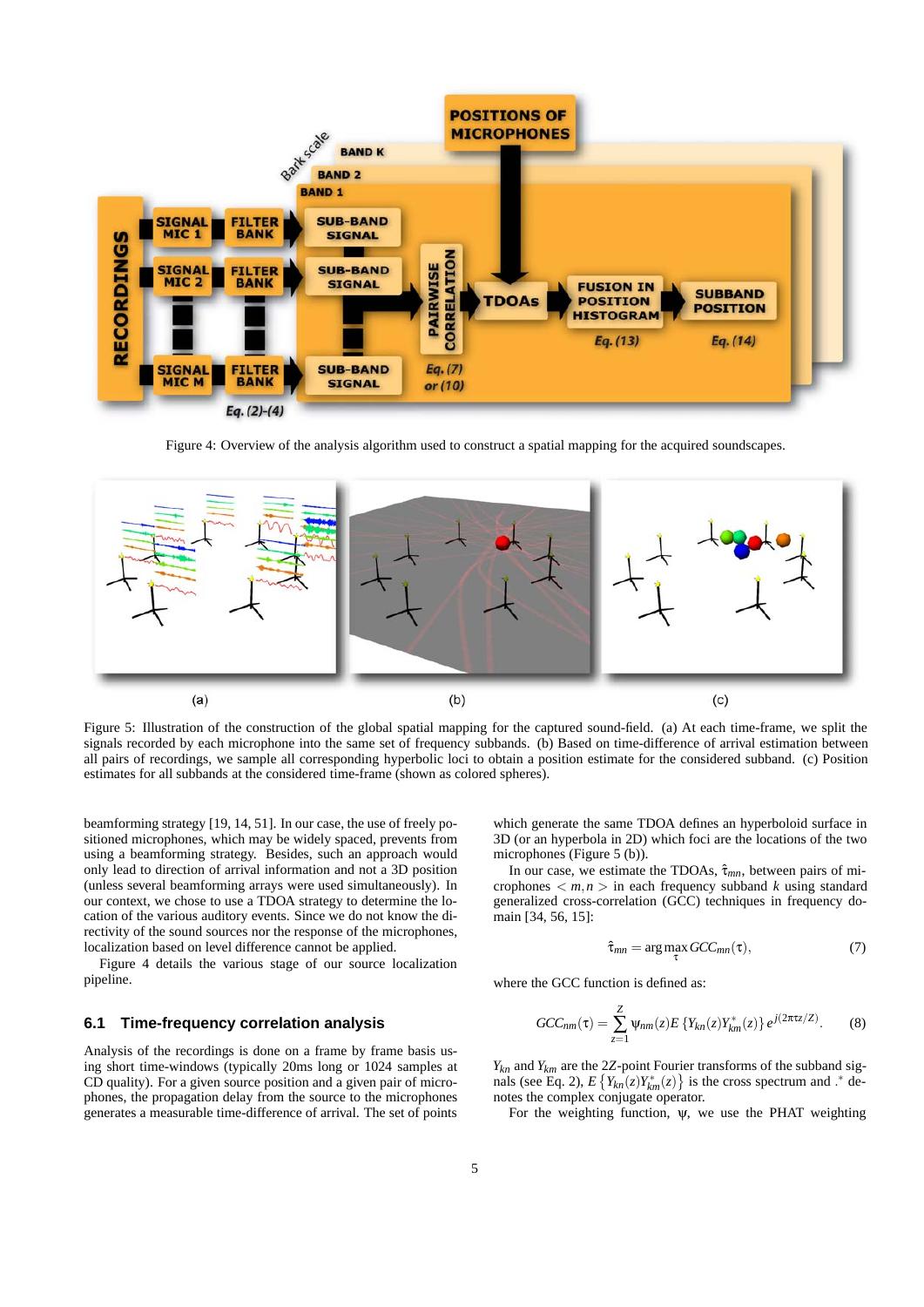Figure 4: Overview of the analysis algorithm used to construct a spatial mapping for the acquired soundscapes.

Figure 5: Illustration of the construction of the global spatial mapping for the captured sound-field. (a) At each time-frame, we split the signals recorded by each microphone into the same set of frequency subbands. (b) Based on time-difference of arrival estimation between all pairs of recordings, we sample all corresponding hyperbolic loci to obtain a position estimate for the considered subband. (c) Position estimates for all subbands at the considered time-frame (shown as colored spheres).

beamforming strategy [19, 14, 51]. In our case, the use of freely positioned microphones, which may be widely spaced, prevents from using a beamforming strategy. Besides, such an approach would only lead to direction of arrival information and not a 3D position (unless several beamforming arrays were used simultaneously). In our context, we chose to use a TDOA strategy to determine the location of the various auditory events. Since we do not know the directivity of the sound sources nor the response of the microphones, localization based on level difference cannot be applied.

Figure 4 details the various stage of our source localization pipeline.

## 6.1 Time-frequency correlation analysis

Analysis of the recordings is done on a frame by frame basis using short time-windows (typically 20ms long or 1024 samples at CD quality). For a given source position and a given pair of microphones, the propagation delay from the source to the microphones generates a measurable time-difference of arrival. The set of points which generate the same TDOA defines an hyperboloid surface in 3D (or an hyperbola in 2D) which foci are the locations of the two microphones (Figure 5 (b)).

In our case, we estimate the TDOAs, $\hat{\tau}_{mn}$, between pairs of microphones $< m, n >$ in each frequency subband $k$ using standard generalized cross-correlation (GCC) techniques in frequency domain [34, 56, 15]:

$$\hat{\tau}_{mn} = \arg\max_{\tau} GCC_{mn}(\tau), \qquad (7)$$

where the GCC function is defined as:

$$GCC_{nm}(\tau) = \sum_{z=1}^{Z} \psi_{nm}(z) E\left\{Y_{kn}(z) Y_{km}^{*}(z)\right\} e^{j(2\pi\tau z/Z)}. \qquad (8)$$

$Y_{kn}$ and $Y_{km}$ are the $2Z$-point Fourier transforms of the subband signals (see Eq. 2), $E\left\{Y_{kn}(z) Y_{km}^{*}(z)\right\}$ is the cross spectrum and $.^{*}$ denotes the complex conjugate operator.

For the weighting function, $\psi$, we use the PHAT weighting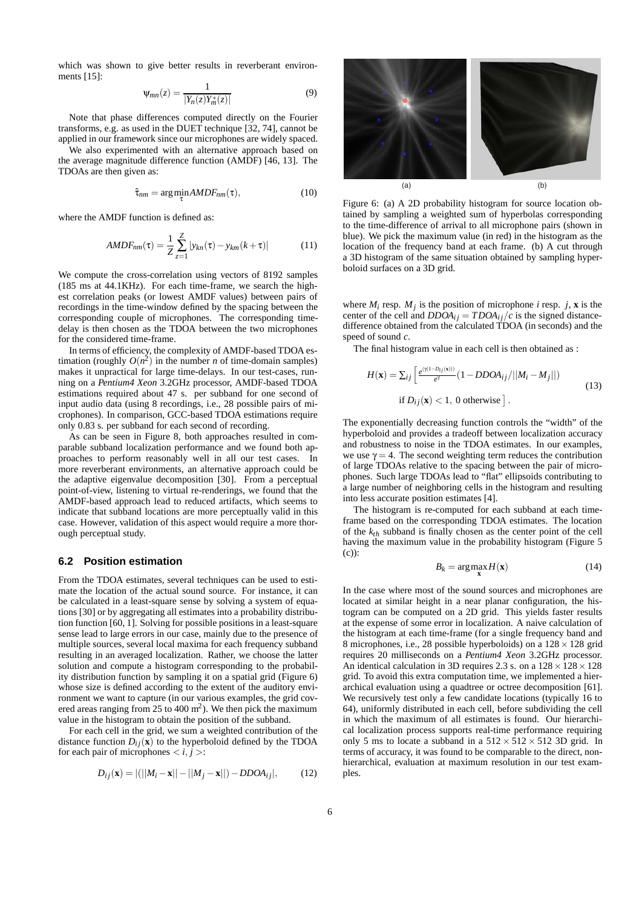which was shown to give better results in reverberant environments [15]:

$$\psi_{mn}(z) = \frac{1}{|Y_n(z)Y_m^*(z)|} \tag{9}$$

Note that phase differences computed directly on the Fourier transforms, e.g. as used in the DUET technique [32, 74], cannot be applied in our framework since our microphones are widely spaced.

We also experimented with an alternative approach based on the average magnitude difference function (AMDF) [46, 13]. The TDOAs are then given as:

$$\hat{\tau}_{nm} = \arg\min_{\tau} AMDF_{nm}(\tau), \tag{10}$$

where the AMDF function is defined as:

$$AMDF_{nm}(\tau) = \frac{1}{Z}\sum_{z=1}^{Z} |y_{kn}(\tau) - y_{km}(k+\tau)| \tag{11}$$

We compute the cross-correlation using vectors of 8192 samples (185 ms at 44.1KHz). For each time-frame, we search the highest correlation peaks (or lowest AMDF values) between pairs of recordings in the time-window defined by the spacing between the corresponding couple of microphones. The corresponding time-delay is then chosen as the TDOA between the two microphones for the considered time-frame.

In terms of efficiency, the complexity of AMDF-based TDOA estimation (roughly $O(n^2)$ in the number $n$ of time-domain samples) makes it unpractical for large time-delays. In our test-cases, running on a *Pentium4 Xeon* 3.2GHz processor, AMDF-based TDOA estimations required about 47 s. per subband for one second of input audio data (using 8 recordings, i.e., 28 possible pairs of microphones). In comparison, GCC-based TDOA estimations require only 0.83 s. per subband for each second of recording.

As can be seen in Figure 8, both approaches resulted in comparable subband localization performance and we found both approaches to perform reasonably well in all our test cases. In more reverberant environments, an alternative approach could be the adaptive eigenvalue decomposition [30]. From a perceptual point-of-view, listening to virtual re-renderings, we found that the AMDF-based approach lead to reduced artifacts, which seems to indicate that subband locations are more perceptually valid in this case. However, validation of this aspect would require a more thorough perceptual study.

## 6.2 Position estimation

From the TDOA estimates, several techniques can be used to estimate the location of the actual sound source. For instance, it can be calculated in a least-square sense by solving a system of equations [30] or by aggregating all estimates into a probability distribution function [60, 1]. Solving for possible positions in a least-square sense lead to large errors in our case, mainly due to the presence of multiple sources, several local maxima for each frequency subband resulting in an averaged localization. Rather, we choose the latter solution and compute a histogram corresponding to the probability distribution function by sampling it on a spatial grid (Figure 6) whose size is defined according to the extent of the auditory environment we want to capture (in our various examples, the grid covered areas ranging from 25 to 400 $m^2$). We then pick the maximum value in the histogram to obtain the position of the subband.

For each cell in the grid, we sum a weighted contribution of the distance function $D_{ij}(\mathbf{x})$ to the hyperboloid defined by the TDOA for each pair of microphones $<i,j>$:

$$D_{ij}(\mathbf{x}) = |(||M_i - \mathbf{x}|| - ||M_j - \mathbf{x}||) - DDOA_{ij}|, \tag{12}$$

Figure 6: (a) A 2D probability histogram for source location obtained by sampling a weighted sum of hyperbolas corresponding to the time-difference of arrival to all microphone pairs (shown in blue). We pick the maximum value (in red) in the histogram as the location of the frequency band at each frame. (b) A cut through a 3D histogram of the same situation obtained by sampling hyperboloid surfaces on a 3D grid.

where $M_i$ resp. $M_j$ is the position of microphone $i$ resp. $j$, $\mathbf{x}$ is the center of the cell and $DDOA_{ij} = TDOA_{ij}/c$ is the signed distance-difference obtained from the calculated TDOA (in seconds) and the speed of sound $c$.

The final histogram value in each cell is then obtained as :

$$H(\mathbf{x}) = \sum_{ij}\Big[\frac{e^{(\gamma(1-D_{ij}(\mathbf{x})))}}{e^{\gamma}}(1 - DDOA_{ij}/||M_i - M_j||) \\ \text{if } D_{ij}(\mathbf{x}) < 1,\ 0 \text{ otherwise}\Big]. \tag{13}$$

The exponentially decreasing function controls the "width" of the hyperboloid and provides a tradeoff between localization accuracy and robustness to noise in the TDOA estimates. In our examples, we use $\gamma = 4$. The second weighting term reduces the contribution of large TDOAs relative to the spacing between the pair of microphones. Such large TDOAs lead to "flat" ellipsoids contributing to a large number of neighboring cells in the histogram and resulting into less accurate position estimates [4].

The histogram is re-computed for each subband at each time-frame based on the corresponding TDOA estimates. The location of the $k_{th}$ subband is finally chosen as the center point of the cell having the maximum value in the probability histogram (Figure 5 (c)):

$$B_k = \arg\max_{\mathbf{x}} H(\mathbf{x}) \tag{14}$$

In the case where most of the sound sources and microphones are located at similar height in a near planar configuration, the histogram can be computed on a 2D grid. This yields faster results at the expense of some error in localization. A naive calculation of the histogram at each time-frame (for a single frequency band and 8 microphones, i.e., 28 possible hyperboloids) on a $128 \times 128$ grid requires 20 milliseconds on a *Pentium4 Xeon* 3.2GHz processor. An identical calculation in 3D requires 2.3 s. on a $128 \times 128 \times 128$ grid. To avoid this extra computation time, we implemented a hierarchical evaluation using a quadtree or octree decomposition [61]. We recursively test only a few candidate locations (typically 16 to 64), uniformly distributed in each cell, before subdividing the cell in which the maximum of all estimates is found. Our hierarchical localization process supports real-time performance requiring only 5 ms to locate a subband in a $512 \times 512 \times 512$ 3D grid. In terms of accuracy, it was found to be comparable to the direct, non-hierarchical, evaluation at maximum resolution in our test examples.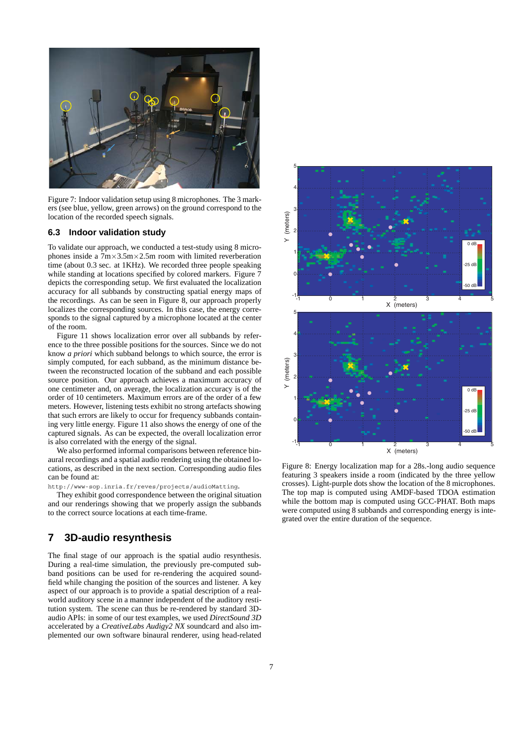Figure 7: Indoor validation setup using 8 microphones. The 3 markers (see blue, yellow, green arrows) on the ground correspond to the location of the recorded speech signals.

### 6.3 Indoor validation study

To validate our approach, we conducted a test-study using 8 microphones inside a $7\text{m}\times3.5\text{m}\times2.5\text{m}$ room with limited reverberation time (about 0.3 sec. at 1KHz). We recorded three people speaking while standing at locations specified by colored markers. Figure 7 depicts the corresponding setup. We first evaluated the localization accuracy for all subbands by constructing spatial energy maps of the recordings. As can be seen in Figure 8, our approach properly localizes the corresponding sources. In this case, the energy corresponds to the signal captured by a microphone located at the center of the room.

Figure 11 shows localization error over all subbands by reference to the three possible positions for the sources. Since we do not know *a priori* which subband belongs to which source, the error is simply computed, for each subband, as the minimum distance between the reconstructed location of the subband and each possible source position. Our approach achieves a maximum accuracy of one centimeter and, on average, the localization accuracy is of the order of 10 centimeters. Maximum errors are of the order of a few meters. However, listening tests exhibit no strong artefacts showing that such errors are likely to occur for frequency subbands containing very little energy. Figure 11 also shows the energy of one of the captured signals. As can be expected, the overall localization error is also correlated with the energy of the signal.

We also performed informal comparisons between reference binaural recordings and a spatial audio rendering using the obtained locations, as described in the next section. Corresponding audio files can be found at:

http://www-sop.inria.fr/reves/projects/audioMatting.

They exhibit good correspondence between the original situation and our renderings showing that we properly assign the subbands to the correct source locations at each time-frame.

Figure 8: Energy localization map for a 28s.-long audio sequence featuring 3 speakers inside a room (indicated by the three yellow crosses). Light-purple dots show the location of the 8 microphones. The top map is computed using AMDF-based TDOA estimation while the bottom map is computed using GCC-PHAT. Both maps were computed using 8 subbands and corresponding energy is integrated over the entire duration of the sequence.

## 7 3D-audio resynthesis

The final stage of our approach is the spatial audio resynthesis. During a real-time simulation, the previously pre-computed subband positions can be used for re-rendering the acquired soundfield while changing the position of the sources and listener. A key aspect of our approach is to provide a spatial description of a real-world auditory scene in a manner independent of the auditory restitution system. The scene can thus be re-rendered by standard 3D-audio APIs: in some of our test examples, we used *DirectSound 3D* accelerated by a *CreativeLabs Audigy2 NX* soundcard and also implemented our own software binaural renderer, using head-related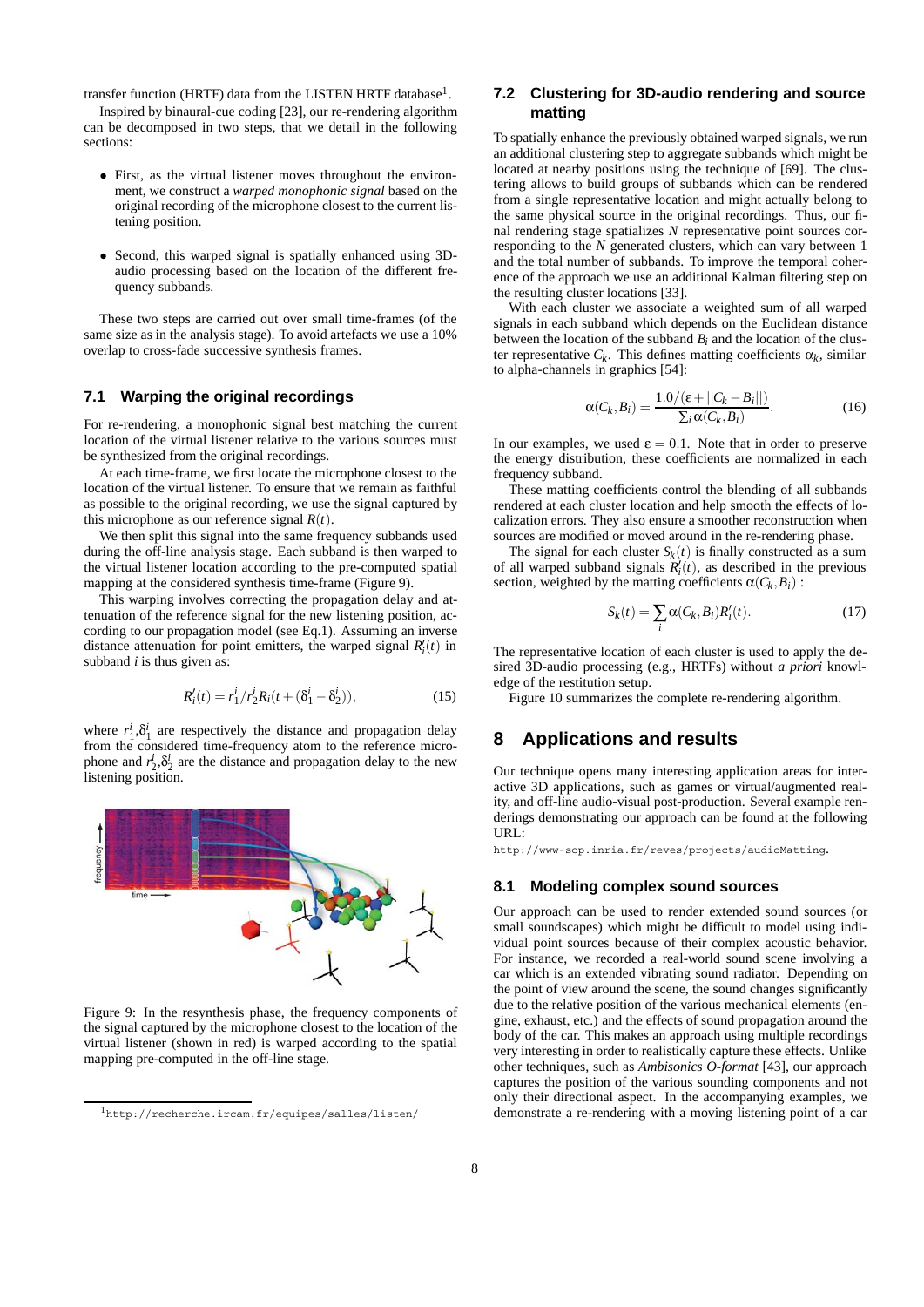transfer function (HRTF) data from the LISTEN HRTF database[1].

Inspired by binaural-cue coding [23], our re-rendering algorithm can be decomposed in two steps, that we detail in the following sections:

- First, as the virtual listener moves throughout the environment, we construct a *warped monophonic signal* based on the original recording of the microphone closest to the current listening position.
- Second, this warped signal is spatially enhanced using 3D-audio processing based on the location of the different frequency subbands.

These two steps are carried out over small time-frames (of the same size as in the analysis stage). To avoid artefacts we use a 10% overlap to cross-fade successive synthesis frames.

### 7.1 Warping the original recordings

For re-rendering, a monophonic signal best matching the current location of the virtual listener relative to the various sources must be synthesized from the original recordings.

At each time-frame, we first locate the microphone closest to the location of the virtual listener. To ensure that we remain as faithful as possible to the original recording, we use the signal captured by this microphone as our reference signal $R(t)$.

We then split this signal into the same frequency subbands used during the off-line analysis stage. Each subband is then warped to the virtual listener location according to the pre-computed spatial mapping at the considered synthesis time-frame (Figure 9).

This warping involves correcting the propagation delay and attenuation of the reference signal for the new listening position, according to our propagation model (see Eq.1). Assuming an inverse distance attenuation for point emitters, the warped signal $R_i'(t)$ in subband $i$ is thus given as:

$$R_i'(t) = r_1^i / r_2^i R_i(t + (\delta_1^i - \delta_2^i)), \tag{15}$$

where $r_1^i, \delta_1^i$ are respectively the distance and propagation delay from the considered time-frequency atom to the reference microphone and $r_2^i, \delta_2^i$ are the distance and propagation delay to the new listening position.

Figure 9: In the resynthesis phase, the frequency components of the signal captured by the microphone closest to the location of the virtual listener (shown in red) is warped according to the spatial mapping pre-computed in the off-line stage.

[1] http://recherche.ircam.fr/equipes/salles/listen/

### 7.2 Clustering for 3D-audio rendering and source matting

To spatially enhance the previously obtained warped signals, we run an additional clustering step to aggregate subbands which might be located at nearby positions using the technique of [69]. The clustering allows to build groups of subbands which can be rendered from a single representative location and might actually belong to the same physical source in the original recordings. Thus, our final rendering stage spatializes $N$ representative point sources corresponding to the $N$ generated clusters, which can vary between 1 and the total number of subbands. To improve the temporal coherence of the approach we use an additional Kalman filtering step on the resulting cluster locations [33].

With each cluster we associate a weighted sum of all warped signals in each subband which depends on the Euclidean distance between the location of the subband $B_i$ and the location of the cluster representative $C_k$. This defines matting coefficients $\alpha_k$, similar to alpha-channels in graphics [54]:

$$\alpha(C_k, B_i) = \frac{1.0/(\varepsilon + ||C_k - B_i||)}{\sum_i \alpha(C_k, B_i)}. \tag{16}$$

In our examples, we used $\varepsilon = 0.1$. Note that in order to preserve the energy distribution, these coefficients are normalized in each frequency subband.

These matting coefficients control the blending of all subbands rendered at each cluster location and help smooth the effects of localization errors. They also ensure a smoother reconstruction when sources are modified or moved around in the re-rendering phase.

The signal for each cluster $S_k(t)$ is finally constructed as a sum of all warped subband signals $R_i'(t)$, as described in the previous section, weighted by the matting coefficients $\alpha(C_k, B_i)$ :

$$S_k(t) = \sum_i \alpha(C_k, B_i) R_i'(t). \tag{17}$$

The representative location of each cluster is used to apply the desired 3D-audio processing (e.g., HRTFs) without *a priori* knowledge of the restitution setup.

Figure 10 summarizes the complete re-rendering algorithm.

## 8 Applications and results

Our technique opens many interesting application areas for interactive 3D applications, such as games or virtual/augmented reality, and off-line audio-visual post-production. Several example renderings demonstrating our approach can be found at the following URL:

http://www-sop.inria.fr/reves/projects/audioMatting.

### 8.1 Modeling complex sound sources

Our approach can be used to render extended sound sources (or small soundscapes) which might be difficult to model using individual point sources because of their complex acoustic behavior. For instance, we recorded a real-world sound scene involving a car which is an extended vibrating sound radiator. Depending on the point of view around the scene, the sound changes significantly due to the relative position of the various mechanical elements (engine, exhaust, etc.) and the effects of sound propagation around the body of the car. This makes an approach using multiple recordings very interesting in order to realistically capture these effects. Unlike other techniques, such as *Ambisonics O-format* [43], our approach captures the position of the various sounding components and not only their directional aspect. In the accompanying examples, we demonstrate a re-rendering with a moving listening point of a car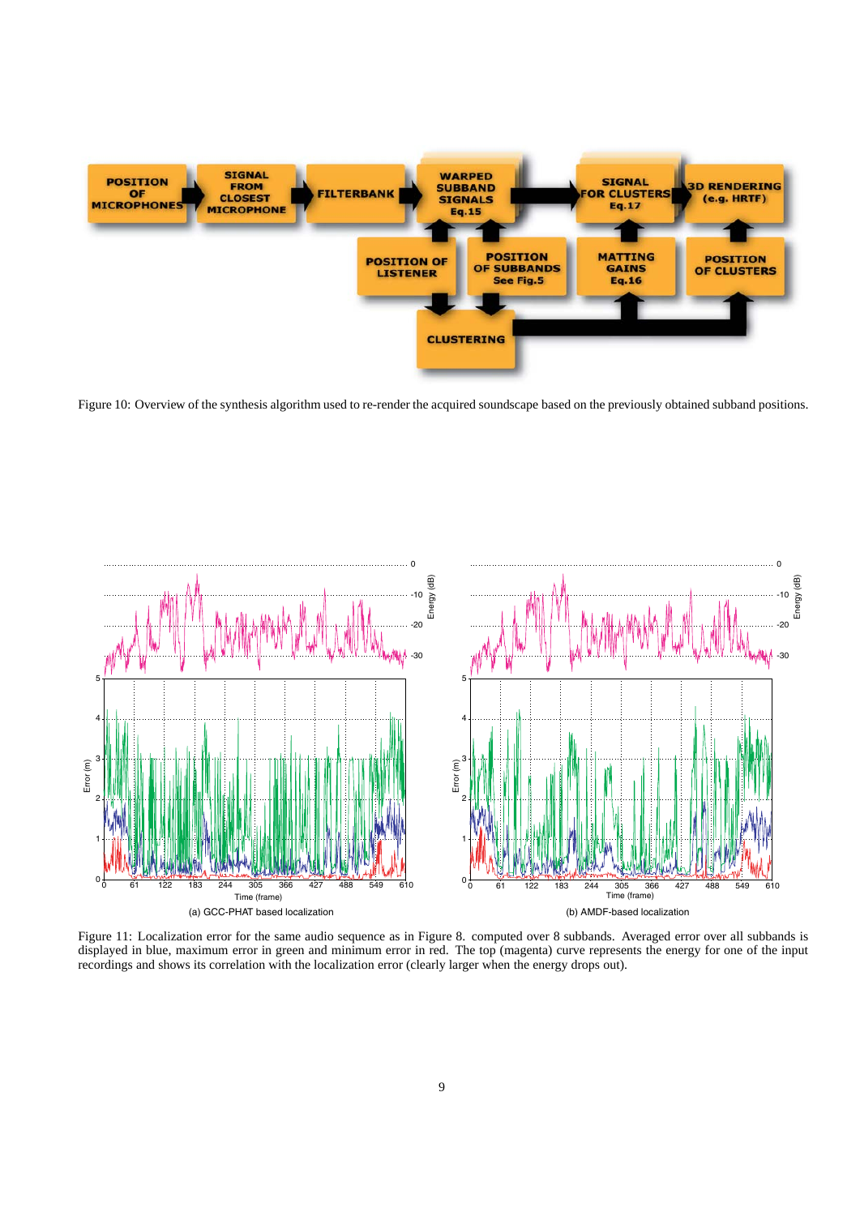Figure 10: Overview of the synthesis algorithm used to re-render the acquired soundscape based on the previously obtained subband positions.

Figure 11: Localization error for the same audio sequence as in Figure 8. computed over 8 subbands. Averaged error over all subbands is displayed in blue, maximum error in green and minimum error in red. The top (magenta) curve represents the energy for one of the input recordings and shows its correlation with the localization error (clearly larger when the energy drops out).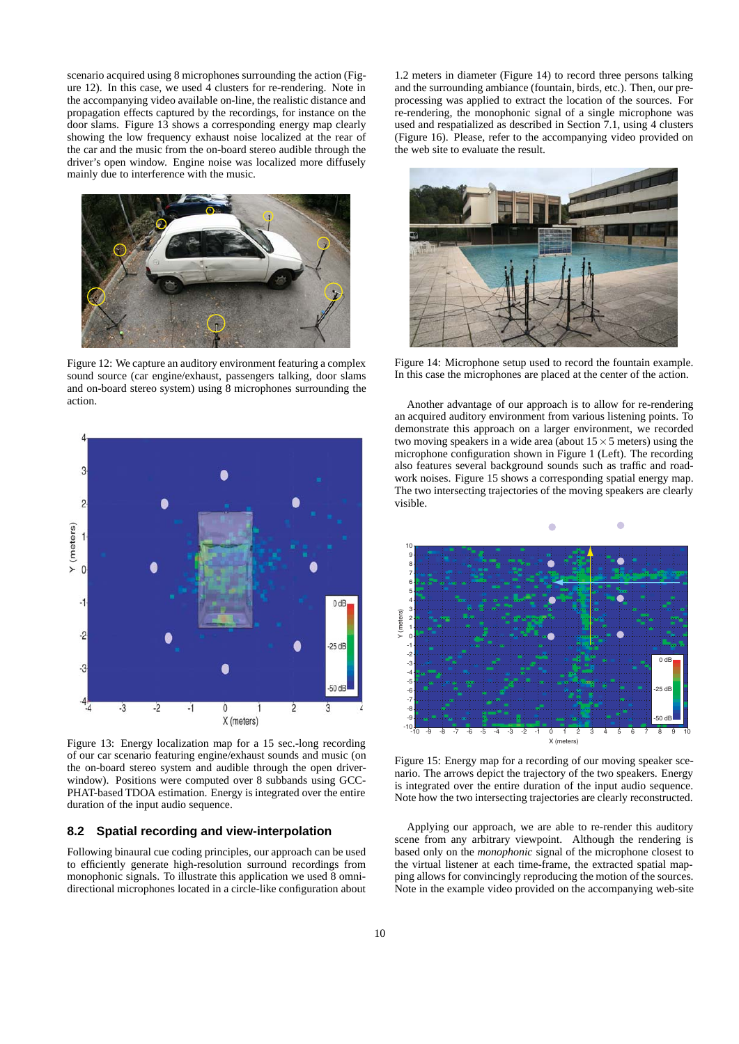scenario acquired using 8 microphones surrounding the action (Figure 12). In this case, we used 4 clusters for re-rendering. Note in the accompanying video available on-line, the realistic distance and propagation effects captured by the recordings, for instance on the door slams. Figure 13 shows a corresponding energy map clearly showing the low frequency exhaust noise localized at the rear of the car and the music from the on-board stereo audible through the driver's open window. Engine noise was localized more diffusely mainly due to interference with the music.

Figure 12: We capture an auditory environment featuring a complex sound source (car engine/exhaust, passengers talking, door slams and on-board stereo system) using 8 microphones surrounding the action.

Figure 13: Energy localization map for a 15 sec.-long recording of our car scenario featuring engine/exhaust sounds and music (on the on-board stereo system and audible through the open driver-window). Positions were computed over 8 subbands using GCC-PHAT-based TDOA estimation. Energy is integrated over the entire duration of the input audio sequence.

## 8.2 Spatial recording and view-interpolation

Following binaural cue coding principles, our approach can be used to efficiently generate high-resolution surround recordings from monophonic signals. To illustrate this application we used 8 omni-directional microphones located in a circle-like configuration about 1.2 meters in diameter (Figure 14) to record three persons talking and the surrounding ambiance (fountain, birds, etc.). Then, our pre-processing was applied to extract the location of the sources. For re-rendering, the monophonic signal of a single microphone was used and respatialized as described in Section 7.1, using 4 clusters (Figure 16). Please, refer to the accompanying video provided on the web site to evaluate the result.

Figure 14: Microphone setup used to record the fountain example. In this case the microphones are placed at the center of the action.

Another advantage of our approach is to allow for re-rendering an acquired auditory environment from various listening points. To demonstrate this approach on a larger environment, we recorded two moving speakers in a wide area (about $15 \times 5$ meters) using the microphone configuration shown in Figure 1 (Left). The recording also features several background sounds such as traffic and road-work noises. Figure 15 shows a corresponding spatial energy map. The two intersecting trajectories of the moving speakers are clearly visible.

Figure 15: Energy map for a recording of our moving speaker scenario. The arrows depict the trajectory of the two speakers. Energy is integrated over the entire duration of the input audio sequence. Note how the two intersecting trajectories are clearly reconstructed.

Applying our approach, we are able to re-render this auditory scene from any arbitrary viewpoint. Although the rendering is based only on the *monophonic* signal of the microphone closest to the virtual listener at each time-frame, the extracted spatial mapping allows for convincingly reproducing the motion of the sources. Note in the example video provided on the accompanying web-site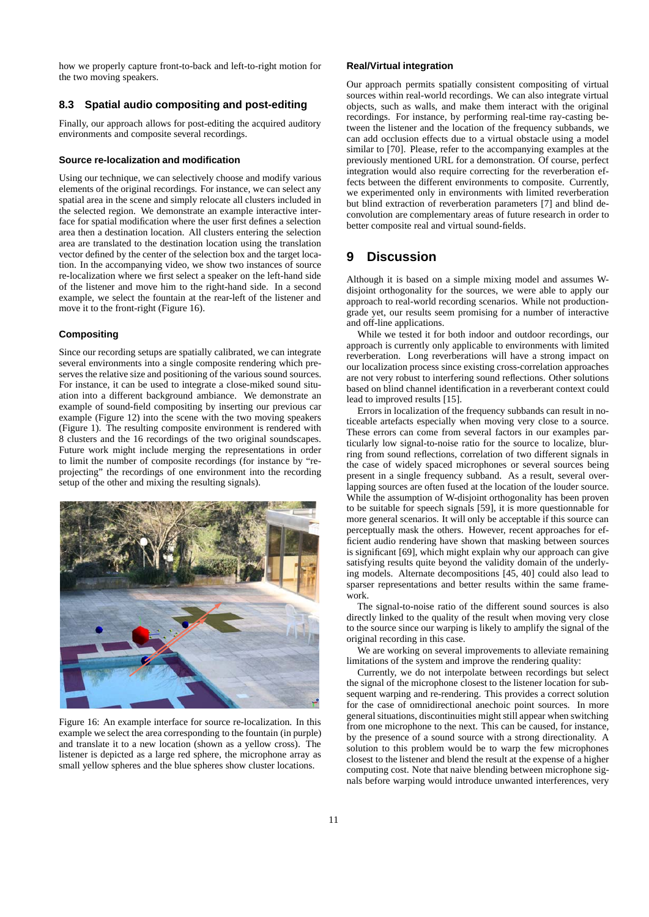how we properly capture front-to-back and left-to-right motion for the two moving speakers.

## 8.3 Spatial audio compositing and post-editing

Finally, our approach allows for post-editing the acquired auditory environments and composite several recordings.

### Source re-localization and modification

Using our technique, we can selectively choose and modify various elements of the original recordings. For instance, we can select any spatial area in the scene and simply relocate all clusters included in the selected region. We demonstrate an example interactive interface for spatial modification where the user first defines a selection area then a destination location. All clusters entering the selection area are translated to the destination location using the translation vector defined by the center of the selection box and the target location. In the accompanying video, we show two instances of source re-localization where we first select a speaker on the left-hand side of the listener and move him to the right-hand side. In a second example, we select the fountain at the rear-left of the listener and move it to the front-right (Figure 16).

### Compositing

Since our recording setups are spatially calibrated, we can integrate several environments into a single composite rendering which preserves the relative size and positioning of the various sound sources. For instance, it can be used to integrate a close-miked sound situation into a different background ambiance. We demonstrate an example of sound-field compositing by inserting our previous car example (Figure 12) into the scene with the two moving speakers (Figure 1). The resulting composite environment is rendered with 8 clusters and the 16 recordings of the two original soundscapes. Future work might include merging the representations in order to limit the number of composite recordings (for instance by "re-projecting" the recordings of one environment into the recording setup of the other and mixing the resulting signals).

Figure 16: An example interface for source re-localization. In this example we select the area corresponding to the fountain (in purple) and translate it to a new location (shown as a yellow cross). The listener is depicted as a large red sphere, the microphone array as small yellow spheres and the blue spheres show cluster locations.

### Real/Virtual integration

Our approach permits spatially consistent compositing of virtual sources within real-world recordings. We can also integrate virtual objects, such as walls, and make them interact with the original recordings. For instance, by performing real-time ray-casting between the listener and the location of the frequency subbands, we can add occlusion effects due to a virtual obstacle using a model similar to [70]. Please, refer to the accompanying examples at the previously mentioned URL for a demonstration. Of course, perfect integration would also require correcting for the reverberation effects between the different environments to composite. Currently, we experimented only in environments with limited reverberation but blind extraction of reverberation parameters [7] and blind deconvolution are complementary areas of future research in order to better composite real and virtual sound-fields.

# 9 Discussion

Although it is based on a simple mixing model and assumes W-disjoint orthogonality for the sources, we were able to apply our approach to real-world recording scenarios. While not production-grade yet, our results seem promising for a number of interactive and off-line applications.

While we tested it for both indoor and outdoor recordings, our approach is currently only applicable to environments with limited reverberation. Long reverberations will have a strong impact on our localization process since existing cross-correlation approaches are not very robust to interfering sound reflections. Other solutions based on blind channel identification in a reverberant context could lead to improved results [15].

Errors in localization of the frequency subbands can result in noticeable artefacts especially when moving very close to a source. These errors can come from several factors in our examples particularly low signal-to-noise ratio for the source to localize, blurring from sound reflections, correlation of two different signals in the case of widely spaced microphones or several sources being present in a single frequency subband. As a result, several overlapping sources are often fused at the location of the louder source. While the assumption of W-disjoint orthogonality has been proven to be suitable for speech signals [59], it is more questionable for more general scenarios. It will only be acceptable if this source can perceptually mask the others. However, recent approaches for efficient audio rendering have shown that masking between sources is significant [69], which might explain why our approach can give satisfying results quite beyond the validity domain of the underlying models. Alternate decompositions [45, 40] could also lead to sparser representations and better results within the same framework.

The signal-to-noise ratio of the different sound sources is also directly linked to the quality of the result when moving very close to the source since our warping is likely to amplify the signal of the original recording in this case.

We are working on several improvements to alleviate remaining limitations of the system and improve the rendering quality:

Currently, we do not interpolate between recordings but select the signal of the microphone closest to the listener location for subsequent warping and re-rendering. This provides a correct solution for the case of omnidirectional anechoic point sources. In more general situations, discontinuities might still appear when switching from one microphone to the next. This can be caused, for instance, by the presence of a sound source with a strong directionality. A solution to this problem would be to warp the few microphones closest to the listener and blend the result at the expense of a higher computing cost. Note that naive blending between microphone signals before warping would introduce unwanted interferences, very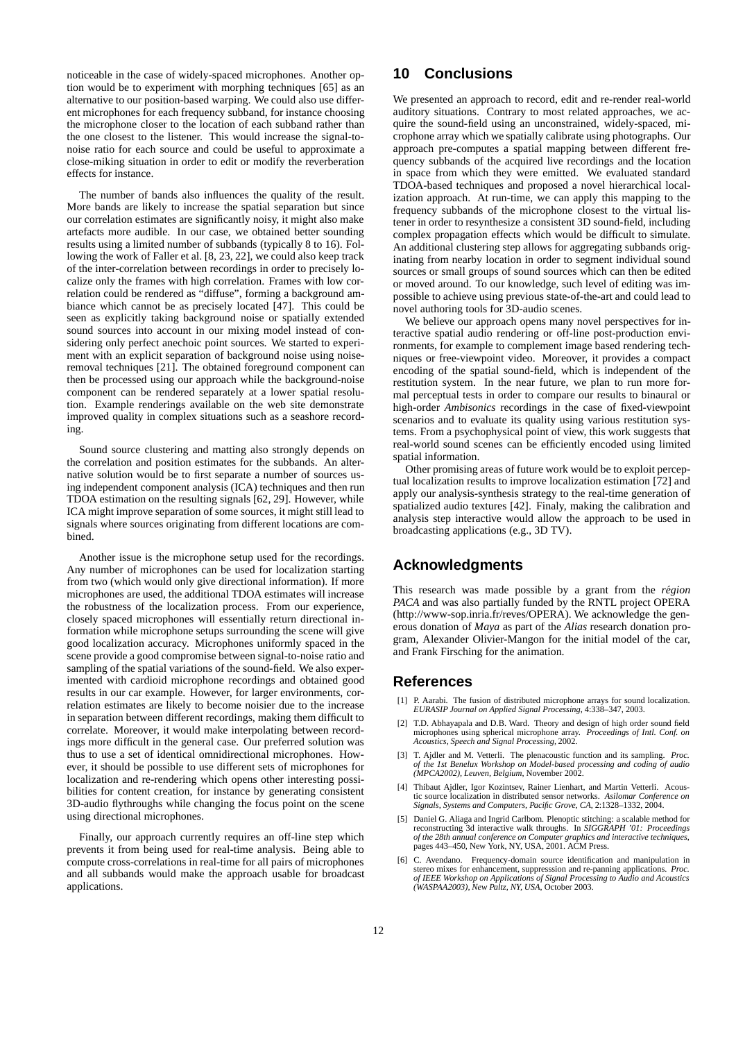noticeable in the case of widely-spaced microphones. Another option would be to experiment with morphing techniques [65] as an alternative to our position-based warping. We could also use different microphones for each frequency subband, for instance choosing the microphone closer to the location of each subband rather than the one closest to the listener. This would increase the signal-to-noise ratio for each source and could be useful to approximate a close-miking situation in order to edit or modify the reverberation effects for instance.

The number of bands also influences the quality of the result. More bands are likely to increase the spatial separation but since our correlation estimates are significantly noisy, it might also make artefacts more audible. In our case, we obtained better sounding results using a limited number of subbands (typically 8 to 16). Following the work of Faller et al. [8, 23, 22], we could also keep track of the inter-correlation between recordings in order to precisely localize only the frames with high correlation. Frames with low correlation could be rendered as "diffuse", forming a background ambiance which cannot be as precisely located [47]. This could be seen as explicitly taking background noise or spatially extended sound sources into account in our mixing model instead of considering only perfect anechoic point sources. We started to experiment with an explicit separation of background noise using noise-removal techniques [21]. The obtained foreground component can then be processed using our approach while the background-noise component can be rendered separately at a lower spatial resolution. Example renderings available on the web site demonstrate improved quality in complex situations such as a seashore recording.

Sound source clustering and matting also strongly depends on the correlation and position estimates for the subbands. An alternative solution would be to first separate a number of sources using independent component analysis (ICA) techniques and then run TDOA estimation on the resulting signals [62, 29]. However, while ICA might improve separation of some sources, it might still lead to signals where sources originating from different locations are combined.

Another issue is the microphone setup used for the recordings. Any number of microphones can be used for localization starting from two (which would only give directional information). If more microphones are used, the additional TDOA estimates will increase the robustness of the localization process. From our experience, closely spaced microphones will essentially return directional information while microphone setups surrounding the scene will give good localization accuracy. Microphones uniformly spaced in the scene provide a good compromise between signal-to-noise ratio and sampling of the spatial variations of the sound-field. We also experimented with cardioid microphone recordings and obtained good results in our car example. However, for larger environments, correlation estimates are likely to become noisier due to the increase in separation between different recordings, making them difficult to correlate. Moreover, it would make interpolating between recordings more difficult in the general case. Our preferred solution was thus to use a set of identical omnidirectional microphones. However, it should be possible to use different sets of microphones for localization and re-rendering which opens other interesting possibilities for content creation, for instance by generating consistent 3D-audio flythroughs while changing the focus point on the scene using directional microphones.

Finally, our approach currently requires an off-line step which prevents it from being used for real-time analysis. Being able to compute cross-correlations in real-time for all pairs of microphones and all subbands would make the approach usable for broadcast applications.

## 10 Conclusions

We presented an approach to record, edit and re-render real-world auditory situations. Contrary to most related approaches, we acquire the sound-field using an unconstrained, widely-spaced, microphone array which we spatially calibrate using photographs. Our approach pre-computes a spatial mapping between different frequency subbands of the acquired live recordings and the location in space from which they were emitted. We evaluated standard TDOA-based techniques and proposed a novel hierarchical localization approach. At run-time, we can apply this mapping to the frequency subbands of the microphone closest to the virtual listener in order to resynthesize a consistent 3D sound-field, including complex propagation effects which would be difficult to simulate. An additional clustering step allows for aggregating subbands originating from nearby location in order to segment individual sound sources or small groups of sound sources which can then be edited or moved around. To our knowledge, such level of editing was impossible to achieve using previous state-of-the-art and could lead to novel authoring tools for 3D-audio scenes.

We believe our approach opens many novel perspectives for interactive spatial audio rendering or off-line post-production environments, for example to complement image based rendering techniques or free-viewpoint video. Moreover, it provides a compact encoding of the spatial sound-field, which is independent of the restitution system. In the near future, we plan to run more formal perceptual tests in order to compare our results to binaural or high-order *Ambisonics* recordings in the case of fixed-viewpoint scenarios and to evaluate its quality using various restitution systems. From a psychophysical point of view, this work suggests that real-world sound scenes can be efficiently encoded using limited spatial information.

Other promising areas of future work would be to exploit perceptual localization results to improve localization estimation [72] and apply our analysis-synthesis strategy to the real-time generation of spatialized audio textures [42]. Finaly, making the calibration and analysis step interactive would allow the approach to be used in broadcasting applications (e.g., 3D TV).

## Acknowledgments

This research was made possible by a grant from the *région PACA* and was also partially funded by the RNTL project OPERA (http://www-sop.inria.fr/reves/OPERA). We acknowledge the generous donation of *Maya* as part of the *Alias* research donation program, Alexander Olivier-Mangon for the initial model of the car, and Frank Firsching for the animation.

## References

[1] P. Aarabi. The fusion of distributed microphone arrays for sound localization. *EURASIP Journal on Applied Signal Processing*, 4:338–347, 2003.

[2] T.D. Abhayapala and D.B. Ward. Theory and design of high order sound field microphones using spherical microphone array. *Proceedings of Intl. Conf. on Acoustics, Speech and Signal Processing*, 2002.

[3] T. Ajdler and M. Vetterli. The plenacoustic function and its sampling. *Proc. of the 1st Benelux Workshop on Model-based processing and coding of audio (MPCA2002), Leuven, Belgium*, November 2002.

[4] Thibaut Ajdler, Igor Kozintsev, Rainer Lienhart, and Martin Vetterli. Acoustic source localization in distributed sensor networks. *Asilomar Conference on Signals, Systems and Computers, Pacific Grove, CA*, 2:1328–1332, 2004.

[5] Daniel G. Aliaga and Ingrid Carlbom. Plenoptic stitching: a scalable method for reconstructing 3d interactive walk throughs. In *SIGGRAPH '01: Proceedings of the 28th annual conference on Computer graphics and interactive techniques*, pages 443–450, New York, NY, USA, 2001. ACM Press.

[6] C. Avendano. Frequency-domain source identification and manipulation in stereo mixes for enhancement, suppresssion and re-panning applications. *Proc. of IEEE Workshop on Applications of Signal Processing to Audio and Acoustics (WASPAA2003), New Paltz, NY, USA*, October 2003.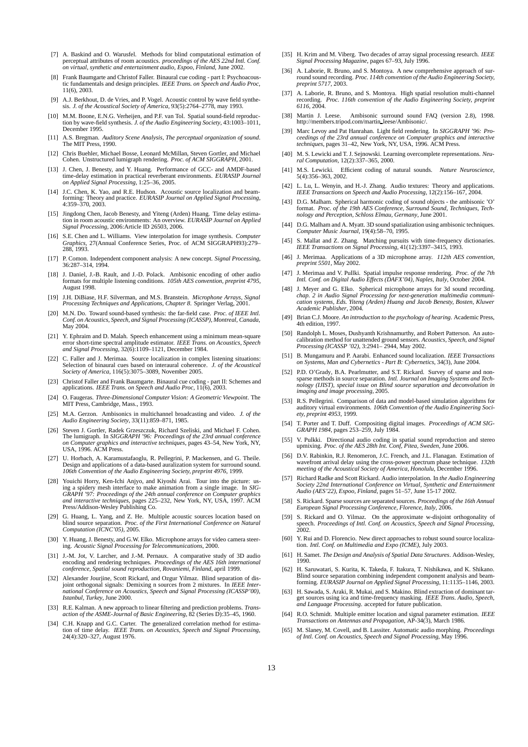- [7] A. Baskind and O. Warusfel. Methods for blind computational estimation of perceptual attributes of room acoustics. *proceedings of the AES 22nd Intl. Conf. on virtual, synthetic and entertainment audio, Espoo, Finland*, June 2002.
- [8] Frank Baumgarte and Christof Faller. Binaural cue coding - part I: Psychoacoustic fundamentals and design principles. *IEEE Trans. on Speech and Audio Proc*, 11(6), 2003.
- [9] A.J. Berkhout, D. de Vries, and P. Vogel. Acoustic control by wave field synthesis. *J. of the Acoustical Society of America*, 93(5):2764–2778, may 1993.
- [10] M.M. Boone, E.N.G. Verheijen, and P.F. van Tol. Spatial sound-field reproduction by wave-field synthesis. *J. of the Audio Engineering Society*, 43:1003–1011, December 1995.
- [11] A.S. Bregman. *Auditory Scene Analysis, The perceptual organization of sound*. The MIT Press, 1990.
- [12] Chris Buehler, Michael Bosse, Leonard McMillan, Steven Gortler, and Michael Cohen. Unstructured lumigraph rendering. *Proc. of ACM SIGGRAPH*, 2001.
- [13] J. Chen, J. Benesty, and Y. Huang. Performance of GCC- and AMDF-based time-delay estimation in practical reverberant environments. *EURASIP Journal on Applied Signal Processing*, 1:25–36, 2005.
- [14] J.C. Chen, K. Yao, and R.E. Hudson. Acoustic source localization and beamforming: Theory and practice. *EURASIP Journal on Applied Signal Processing*, 4:359–370, 2003.
- [15] Jingdong Chen, Jacob Benesty, and Yiteng (Arden) Huang. Time delay estimation in room acoustic environments: An overview. *EURASIP Journal on Applied Signal Processing*, 2006:Article ID 26503, 2006.
- [16] S.E. Chen and L. Williams. View interpolation for image synthesis. *Computer Graphics*, 27(Annual Conference Series, Proc. of ACM SIGGRAPH93):279–288, 1993.
- [17] P. Comon. Independent component analysis: A new concept. *Signal Processing*, 36:287–314, 1994.
- [18] J. Daniel, J.-B. Rault, and J.-D. Polack. Ambisonic encoding of other audio formats for multiple listening conditions. *105th AES convention, preprint 4795*, August 1998.
- [19] J.H. DiBiase, H.F. Silverman, and M.S. Branstein. *Microphone Arrays, Signal Processing Techniques and Applications, Chapter 8*. Springer Verlag, 2001.
- [20] M.N. Do. Toward sound-based synthesis: the far-field case. *Proc. of IEEE Intl. Conf. on Acoustics, Speech, and Signal Processing (ICASSP), Montreal, Canada*, May 2004.
- [21] Y. Ephraim and D. Malah. Speech enhancement using a minimum mean-square error short-time spectral amplitude estimator. *IEEE Trans. on Acoustics, Speech and Signal Processing*, 32(6):1109–1121, December 1984.
- [22] C. Faller and J. Merimaa. Source localization in complex listening situations: Selection of binaural cues based on interaural coherence. *J. of the Acoustical Society of America*, 116(5):3075–3089, November 2005.
- [23] Christof Faller and Frank Baumgarte. Binaural cue coding - part II: Schemes and applications. *IEEE Trans. on Speech and Audio Proc*, 11(6), 2003.
- [24] O. Faugeras. *Three-Dimensional Computer Vision: A Geometric Viewpoint*. The MIT Press, Cambridge, Mass., 1993.
- [25] M.A. Gerzon. Ambisonics in multichannel broadcasting and video. *J. of the Audio Engineering Society*, 33(11):859–871, 1985.
- [26] Steven J. Gortler, Radek Grzeszczuk, Richard Szeliski, and Michael F. Cohen. The lumigraph. In *SIGGRAPH '96: Proceedings of the 23rd annual conference on Computer graphics and interactive techniques*, pages 43–54, New York, NY, USA, 1996. ACM Press.
- [27] U. Horbach, A. Karamustafaoglu, R. Pellegrini, P. Mackensen, and G. Theile. Design and applications of a data-based auralization system for surround sound. *106th Convention of the Audio Engineering Society, preprint 4976*, 1999.
- [28] Youichi Horry, Ken-Ichi Anjyo, and Kiyoshi Arai. Tour into the picture: using a spidery mesh interface to make animation from a single image. In *SIGGRAPH '97: Proceedings of the 24th annual conference on Computer graphics and interactive techniques*, pages 225–232, New York, NY, USA, 1997. ACM Press/Addison-Wesley Publishing Co.
- [29] G. Huang, L. Yang, and Z. He. Multiple acoustic sources location based on blind source separation. *Proc. of the First International Conference on Natural Computation (ICNC'05)*, 2005.
- [30] Y. Huang, J. Benesty, and G.W. Elko. Microphone arrays for video camera steering. *Acoustic Signal Processing for Telecommunications*, 2000.
- [31] J.-M. Jot, V. Larcher, and J.-M. Pernaux. A comparative study of 3D audio encoding and rendering techniques. *Proceedings of the AES 16th international conference, Spatial sound reproduction, Rovaniemi, Finland*, april 1999.
- [32] Alexander Jourjine, Scott Rickard, and Ozgur Yilmaz. Blind separation of disjoint orthogonal signals: Demixing n sources from 2 mixtures. In *IEEE International Conference on Acoustics, Speech and Signal Processing (ICASSP'00), Istanbul, Turkey*, June 2000.
- [33] R.E. Kalman. A new approach to linear filtering and prediction problems. *Transaction of the ASME-Journal of Basic Engineering*, 82 (Series D):35–45, 1960.
- [34] C.H. Knapp and G.C. Carter. The generalized correlation method for estimation of time delay. *IEEE Trans. on Acoustics, Speech and Signal Processing*, 24(4):320–327, August 1976.
- [35] H. Krim and M. Viberg. Two decades of array signal processing research. *IEEE Signal Processing Magazine*, pages 67–93, July 1996.
- [36] A. Laborie, R. Bruno, and S. Montoya. A new comprehensive approach of surround sound recording. *Proc. 114th convention of the Audio Engineering Society, preprint 5717*, 2003.
- [37] A. Laborie, R. Bruno, and S. Montoya. High spatial resolution multi-channel recording. *Proc. 116th convention of the Audio Engineering Society, preprint 6116*, 2004.
- [38] Martin J. Leese. Ambisonic surround sound FAQ (version 2.8), 1998. http://members.tripod.com/martin_leese/Ambisonic/.
- [39] Marc Levoy and Pat Hanrahan. Light field rendering. In *SIGGRAPH '96: Proceedings of the 23rd annual conference on Computer graphics and interactive techniques*, pages 31–42, New York, NY, USA, 1996. ACM Press.
- [40] M. S. Lewicki and T. J. Sejnowski. Learning overcomplete representations. *Neural Computation*, 12(2):337–365, 2000.
- [41] M.S. Lewicki. Efficient coding of natural sounds. *Nature Neuroscience*, 5(4):356–363, 2002.
- [42] L. Lu, L. Wenyin, and H.-J. Zhang. Audio textures: Theory and applications. *IEEE Transactions on Speech and Audio Processing*, 12(2):156–167, 2004.
- [43] D.G. Malham. Spherical harmonic coding of sound objects - the ambisonic 'O' format. *Proc. of the 19th AES Conference, Surround Sound, Techniques, Technology and Perception, Schloss Elmau, Germany*, June 2001.
- [44] D.G. Malham and A. Myatt. 3D sound spatialization using ambisonic techniques. *Computer Music Journal*, 19(4):58–70, 1995.
- [45] S. Mallat and Z. Zhang. Matching pursuits with time-frequency dictionaries. *IEEE Transactions on Signal Processing*, 41(12):3397–3415, 1993.
- [46] J. Merimaa. Applications of a 3D microphone array. *112th AES convention, preprint 5501*, May 2002.
- [47] J. Merimaa and V. Pullki. Spatial impulse response rendering. *Proc. of the 7th Intl. Conf. on Digital Audio Effects (DAFX'04), Naples, Italy*, October 2004.
- [48] J. Meyer and G. Elko. Spherical microphone arrays for 3d sound recording. *chap. 2 in Audio Signal Processing for next-generation multimedia communication systems, Eds. Yiteng (Arden) Huang and Jacob Benesty, Bosten, Kluwer Academic Publisher*, 2004.
- [49] Brian C.J. Moore. *An introduction to the psychology of hearing*. Academic Press, 4th edition, 1997.
- [50] Randolph L. Moses, Dushyanth Krishnamurthy, and Robert Patterson. An autocalibration method for unattended ground sensors. *Acoustics, Speech, and Signal Processing (ICASSP '02)*, 3:2941– 2944, May 2002.
- [51] B. Mungamuru and P. Aarabi. Enhanced sound localization. *IEEE Transactions on Systems, Man and Cybernetics - Part B: Cybernetics*, 34(3), June 2004.
- [52] P.D. O'Grady, B.A. Pearlmutter, and S.T. Rickard. Survey of sparse and non-sparse methods in source separation. *Intl. Journal on Imaging Systems and Technology (IJIST), special issue on Blind source separation and deconvolution in imaging and image processing*, 2005.
- [53] R.S. Pellegrini. Comparison of data and model-based simulation algorithms for auditory virtual environments. *106th Convention of the Audio Engineering Society, preprint 4953*, 1999.
- [54] T. Porter and T. Duff. Compositing digital images. *Proceedings of ACM SIGGRAPH 1984*, pages 253–259, July 1984.
- [55] V. Pulkki. Directional audio coding in spatial sound reproduction and stereo upmixing. *Proc. of the AES 28th Int. Conf, Pitea, Sweden*, June 2006.
- [56] D.V. Rabinkin, R.J. Renomeron, J.C. French, and J.L. Flanagan. Estimation of wavefront arrival delay using the cross-power spectrum phase technique. *132th meeting of the Acoustical Society of America, Honolulu*, December 1996.
- [57] Richard Radke and Scott Rickard. Audio interpolation. In *the Audio Engineering Society 22nd International Conference on Virtual, Synthetic and Entertainment Audio (AES'22), Espoo, Finland*, pages 51–57, June 15-17 2002.
- [58] S. Rickard. Sparse sources are separated sources. *Proceedings of the 16th Annual European Signal Processing Conference, Florence, Italy*, 2006.
- [59] S. Rickard and O. Yilmaz. On the approximate w-disjoint orthogonality of speech. *Proceedings of Intl. Conf. on Acoustics, Speech and Signal Processing*, 2002.
- [60] Y. Rui and D. Florencio. New direct approaches to robust sound source localization. *Intl. Conf. on Multimedia and Expo (ICME)*, July 2003.
- [61] H. Samet. *The Design and Analysis of Spatial Data Structures*. Addison-Wesley, 1990.
- [62] H. Saruwatari, S. Kurita, K. Takeda, F. Itakura, T. Nishikawa, and K. Shikano. Blind source separation combining independent component analysis and beamforming. *EURASIP Journal on Applied Signal Processing*, 11:1135–1146, 2003.
- [63] H. Sawada, S. Araki, R. Mukai, and S. Makino. Blind extraction of dominant target sources using ica and time-frequency masking. *IEEE Trans. Audio, Speech, and Language Processing*. accepted for future publication.
- [64] R.O. Schmidt. Multiple emitter location and signal parameter estimation. *IEEE Transactions on Antennas and Propagation*, AP-34(3), March 1986.
- [65] M. Slaney, M. Covell, and B. Lassiter. Automatic audio morphing. *Proceedings of Intl. Conf. on Acoustics, Speech and Signal Processing*, May 1996.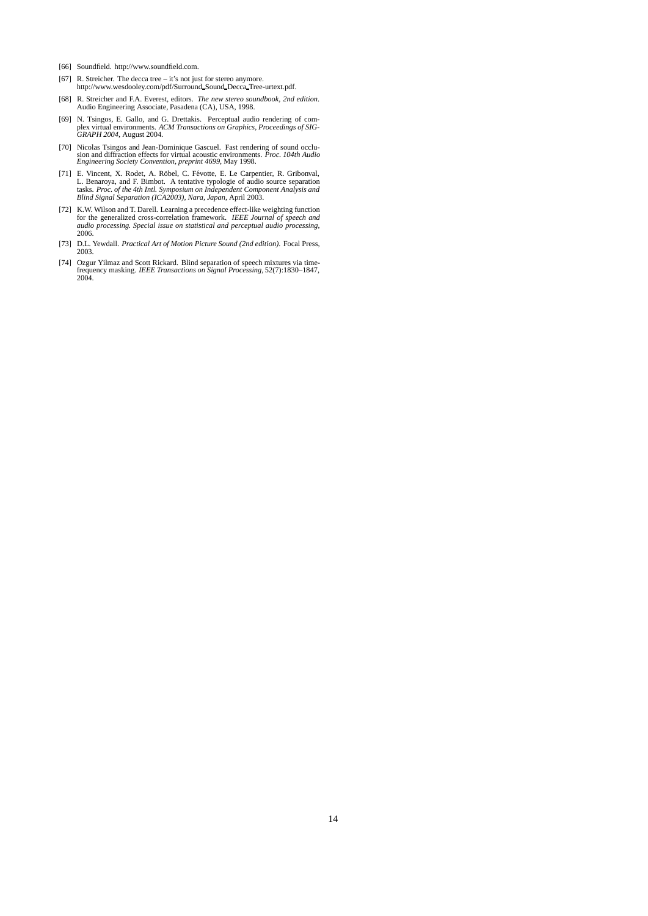[66] Soundfield. http://www.soundfield.com.

[67] R. Streicher. The decca tree – it's not just for stereo anymore. http://www.wesdooley.com/pdf/Surround_Sound_Decca_Tree-urtext.pdf.

[68] R. Streicher and F.A. Everest, editors. *The new stereo soundbook, 2nd edition*. Audio Engineering Associate, Pasadena (CA), USA, 1998.

[69] N. Tsingos, E. Gallo, and G. Drettakis. Perceptual audio rendering of complex virtual environments. *ACM Transactions on Graphics, Proceedings of SIGGRAPH 2004*, August 2004.

[70] Nicolas Tsingos and Jean-Dominique Gascuel. Fast rendering of sound occlusion and diffraction effects for virtual acoustic environments. *Proc. 104th Audio Engineering Society Convention, preprint 4699*, May 1998.

[71] E. Vincent, X. Rodet, A. Röbel, C. Févotte, E. Le Carpentier, R. Gribonval, L. Benaroya, and F. Bimbot. A tentative typologie of audio source separation tasks. *Proc. of the 4th Intl. Symposium on Independent Component Analysis and Blind Signal Separation (ICA2003), Nara, Japan*, April 2003.

[72] K.W. Wilson and T. Darell. Learning a precedence effect-like weighting function for the generalized cross-correlation framework. *IEEE Journal of speech and audio processing. Special issue on statistical and perceptual audio processing*, 2006.

[73] D.L. Yewdall. *Practical Art of Motion Picture Sound (2nd edition)*. Focal Press, 2003.

[74] Ozgur Yilmaz and Scott Rickard. Blind separation of speech mixtures via time-frequency masking. *IEEE Transactions on Signal Processing*, 52(7):1830–1847, 2004.